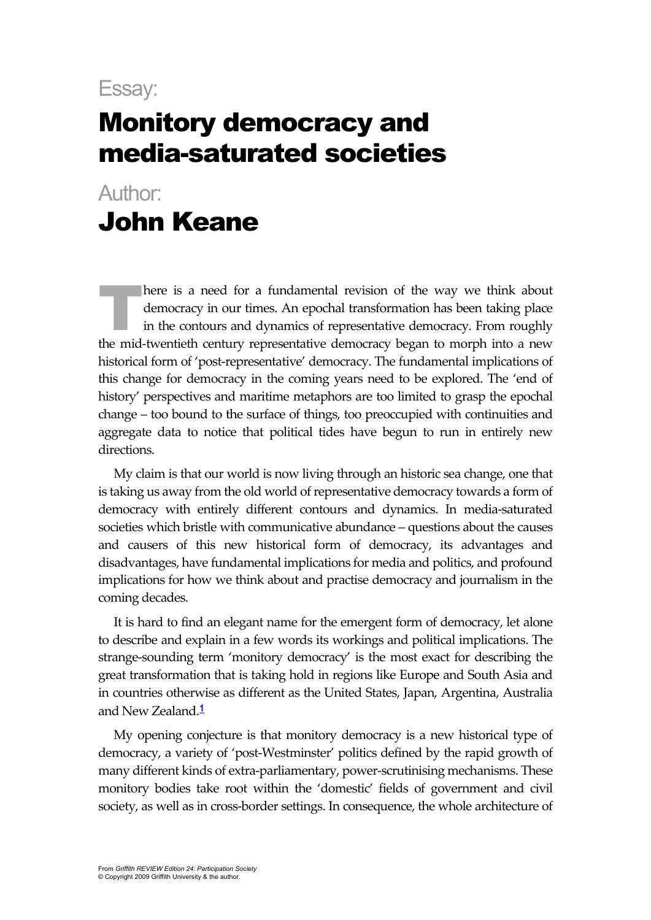Essay:

# Monitory democracy and media-saturated societies

Author:

## John Keane

There is a need for a fundamental revision of the way we think about democracy in our times. An epochal transformation has been taking place in the contours and dynamics of representative democracy. From roughly the mid-twentieth century representative democracy began to morph into a new historical form of 'post-representative' democracy. The fundamental implications of this change for democracy in the coming years need to be explored. The 'end of history' perspectives and maritime metaphors are too limited to grasp the epochal change – too bound to the surface of things, too preoccupied with continuities and aggregate data to notice that political tides have begun to run in entirely new directions.

My claim is that our world is now living through an historic sea change, one that is taking us away from the old world of representative democracy towards a form of democracy with entirely different contours and dynamics. In media-saturated societies which bristle with communicative abundance – questions about the causes and causers of this new historical form of democracy, its advantages and disadvantages, have fundamental implications for media and politics, and profound implications for how we think about and practise democracy and journalism in the coming decades.

It is hard to find an elegant name for the emergent form of democracy, let alone to describe and explain in a few words its workings and political implications. The strange-sounding term 'monitory democracy' is the most exact for describing the great transformation that is taking hold in regions like Europe and South Asia and in countries otherwise as different as the United States, Japan, Argentina, Australia and New Zealand.[1]

My opening conjecture is that monitory democracy is a new historical type of democracy, a variety of 'post-Westminster' politics defined by the rapid growth of many different kinds of extra-parliamentary, power-scrutinising mechanisms. These monitory bodies take root within the 'domestic' fields of government and civil society, as well as in cross-border settings. In consequence, the whole architecture of

From *Griffith REVIEW Edition 24: Participation Society*
© Copyright 2009 Griffith University & the author.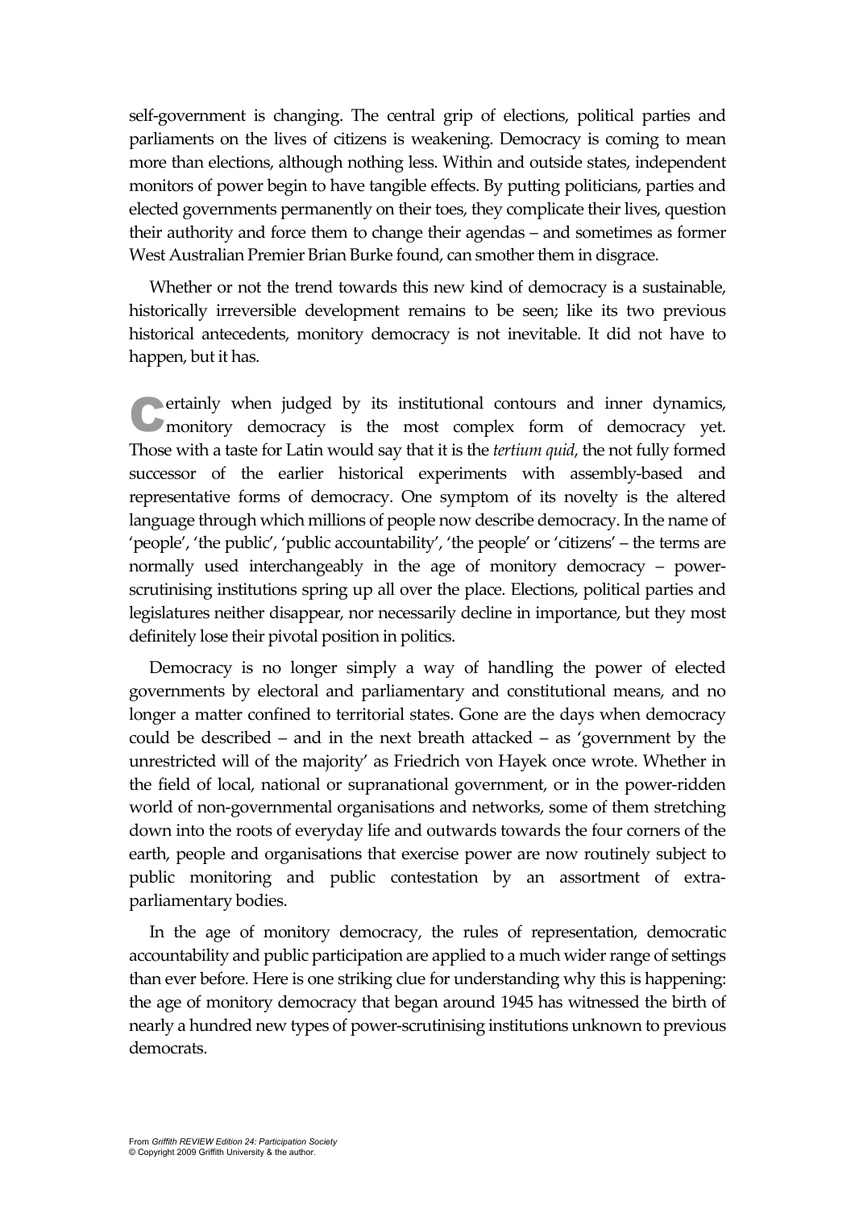self-government is changing. The central grip of elections, political parties and parliaments on the lives of citizens is weakening. Democracy is coming to mean more than elections, although nothing less. Within and outside states, independent monitors of power begin to have tangible effects. By putting politicians, parties and elected governments permanently on their toes, they complicate their lives, question their authority and force them to change their agendas – and sometimes as former West Australian Premier Brian Burke found, can smother them in disgrace.

Whether or not the trend towards this new kind of democracy is a sustainable, historically irreversible development remains to be seen; like its two previous historical antecedents, monitory democracy is not inevitable. It did not have to happen, but it has.

Certainly when judged by its institutional contours and inner dynamics, monitory democracy is the most complex form of democracy yet. Those with a taste for Latin would say that it is the *tertium quid*, the not fully formed successor of the earlier historical experiments with assembly-based and representative forms of democracy. One symptom of its novelty is the altered language through which millions of people now describe democracy. In the name of 'people', 'the public', 'public accountability', 'the people' or 'citizens' – the terms are normally used interchangeably in the age of monitory democracy – power-scrutinising institutions spring up all over the place. Elections, political parties and legislatures neither disappear, nor necessarily decline in importance, but they most definitely lose their pivotal position in politics.

Democracy is no longer simply a way of handling the power of elected governments by electoral and parliamentary and constitutional means, and no longer a matter confined to territorial states. Gone are the days when democracy could be described – and in the next breath attacked – as 'government by the unrestricted will of the majority' as Friedrich von Hayek once wrote. Whether in the field of local, national or supranational government, or in the power-ridden world of non-governmental organisations and networks, some of them stretching down into the roots of everyday life and outwards towards the four corners of the earth, people and organisations that exercise power are now routinely subject to public monitoring and public contestation by an assortment of extra-parliamentary bodies.

In the age of monitory democracy, the rules of representation, democratic accountability and public participation are applied to a much wider range of settings than ever before. Here is one striking clue for understanding why this is happening: the age of monitory democracy that began around 1945 has witnessed the birth of nearly a hundred new types of power-scrutinising institutions unknown to previous democrats.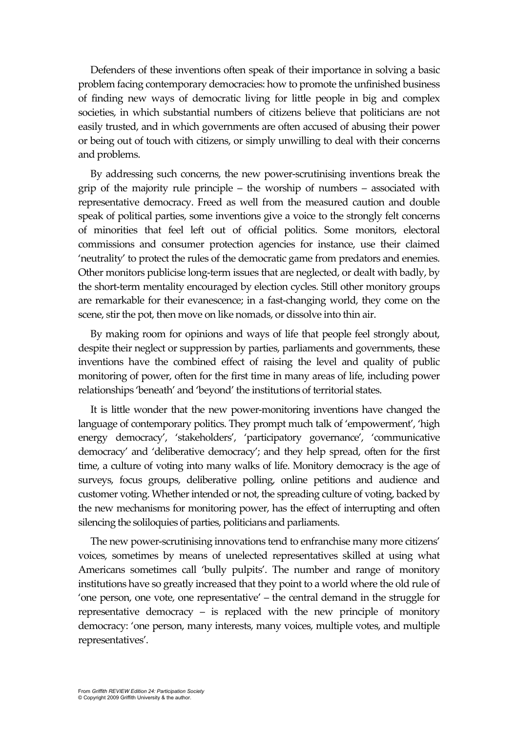Defenders of these inventions often speak of their importance in solving a basic problem facing contemporary democracies: how to promote the unfinished business of finding new ways of democratic living for little people in big and complex societies, in which substantial numbers of citizens believe that politicians are not easily trusted, and in which governments are often accused of abusing their power or being out of touch with citizens, or simply unwilling to deal with their concerns and problems.

By addressing such concerns, the new power-scrutinising inventions break the grip of the majority rule principle – the worship of numbers – associated with representative democracy. Freed as well from the measured caution and double speak of political parties, some inventions give a voice to the strongly felt concerns of minorities that feel left out of official politics. Some monitors, electoral commissions and consumer protection agencies for instance, use their claimed 'neutrality' to protect the rules of the democratic game from predators and enemies. Other monitors publicise long-term issues that are neglected, or dealt with badly, by the short-term mentality encouraged by election cycles. Still other monitory groups are remarkable for their evanescence; in a fast-changing world, they come on the scene, stir the pot, then move on like nomads, or dissolve into thin air.

By making room for opinions and ways of life that people feel strongly about, despite their neglect or suppression by parties, parliaments and governments, these inventions have the combined effect of raising the level and quality of public monitoring of power, often for the first time in many areas of life, including power relationships 'beneath' and 'beyond' the institutions of territorial states.

It is little wonder that the new power-monitoring inventions have changed the language of contemporary politics. They prompt much talk of 'empowerment', 'high energy democracy', 'stakeholders', 'participatory governance', 'communicative democracy' and 'deliberative democracy'; and they help spread, often for the first time, a culture of voting into many walks of life. Monitory democracy is the age of surveys, focus groups, deliberative polling, online petitions and audience and customer voting. Whether intended or not, the spreading culture of voting, backed by the new mechanisms for monitoring power, has the effect of interrupting and often silencing the soliloquies of parties, politicians and parliaments.

The new power-scrutinising innovations tend to enfranchise many more citizens' voices, sometimes by means of unelected representatives skilled at using what Americans sometimes call 'bully pulpits'. The number and range of monitory institutions have so greatly increased that they point to a world where the old rule of 'one person, one vote, one representative' – the central demand in the struggle for representative democracy – is replaced with the new principle of monitory democracy: 'one person, many interests, many voices, multiple votes, and multiple representatives'.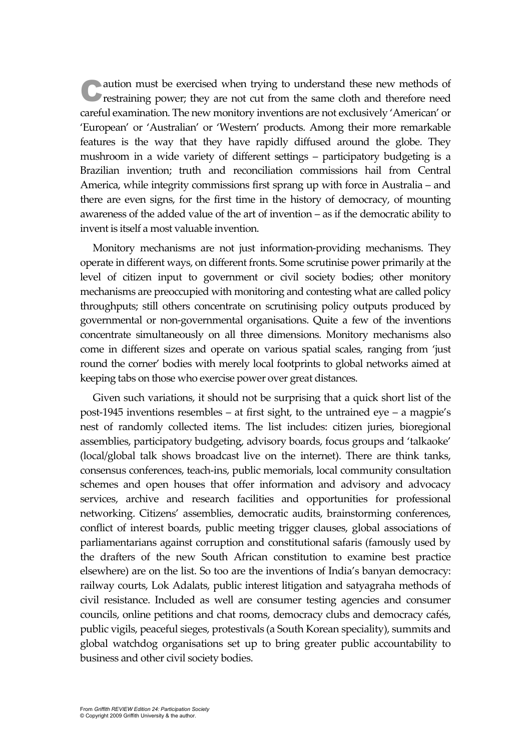Caution must be exercised when trying to understand these new methods of restraining power; they are not cut from the same cloth and therefore need careful examination. The new monitory inventions are not exclusively 'American' or 'European' or 'Australian' or 'Western' products. Among their more remarkable features is the way that they have rapidly diffused around the globe. They mushroom in a wide variety of different settings – participatory budgeting is a Brazilian invention; truth and reconciliation commissions hail from Central America, while integrity commissions first sprang up with force in Australia – and there are even signs, for the first time in the history of democracy, of mounting awareness of the added value of the art of invention – as if the democratic ability to invent is itself a most valuable invention.

Monitory mechanisms are not just information-providing mechanisms. They operate in different ways, on different fronts. Some scrutinise power primarily at the level of citizen input to government or civil society bodies; other monitory mechanisms are preoccupied with monitoring and contesting what are called policy throughputs; still others concentrate on scrutinising policy outputs produced by governmental or non-governmental organisations. Quite a few of the inventions concentrate simultaneously on all three dimensions. Monitory mechanisms also come in different sizes and operate on various spatial scales, ranging from 'just round the corner' bodies with merely local footprints to global networks aimed at keeping tabs on those who exercise power over great distances.

Given such variations, it should not be surprising that a quick short list of the post-1945 inventions resembles – at first sight, to the untrained eye – a magpie's nest of randomly collected items. The list includes: citizen juries, bioregional assemblies, participatory budgeting, advisory boards, focus groups and 'talkaoke' (local/global talk shows broadcast live on the internet). There are think tanks, consensus conferences, teach-ins, public memorials, local community consultation schemes and open houses that offer information and advisory and advocacy services, archive and research facilities and opportunities for professional networking. Citizens' assemblies, democratic audits, brainstorming conferences, conflict of interest boards, public meeting trigger clauses, global associations of parliamentarians against corruption and constitutional safaris (famously used by the drafters of the new South African constitution to examine best practice elsewhere) are on the list. So too are the inventions of India's banyan democracy: railway courts, Lok Adalats, public interest litigation and satyagraha methods of civil resistance. Included as well are consumer testing agencies and consumer councils, online petitions and chat rooms, democracy clubs and democracy cafés, public vigils, peaceful sieges, protestivals (a South Korean speciality), summits and global watchdog organisations set up to bring greater public accountability to business and other civil society bodies.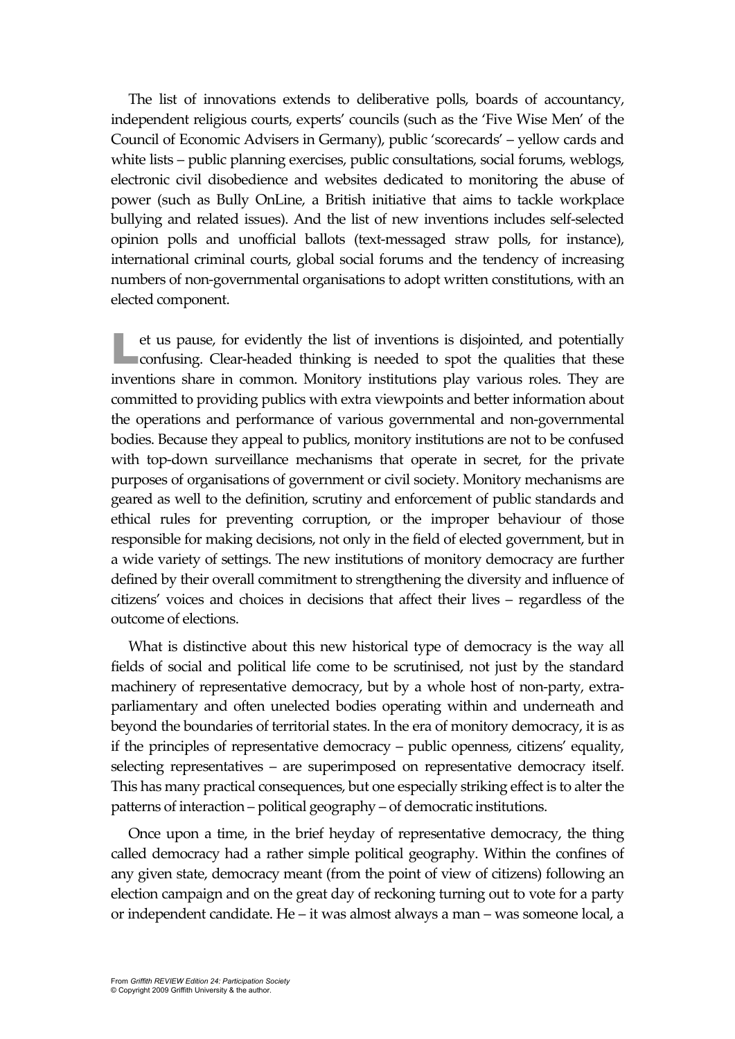The list of innovations extends to deliberative polls, boards of accountancy, independent religious courts, experts' councils (such as the 'Five Wise Men' of the Council of Economic Advisers in Germany), public 'scorecards' – yellow cards and white lists – public planning exercises, public consultations, social forums, weblogs, electronic civil disobedience and websites dedicated to monitoring the abuse of power (such as Bully OnLine, a British initiative that aims to tackle workplace bullying and related issues). And the list of new inventions includes self-selected opinion polls and unofficial ballots (text-messaged straw polls, for instance), international criminal courts, global social forums and the tendency of increasing numbers of non-governmental organisations to adopt written constitutions, with an elected component.

Let us pause, for evidently the list of inventions is disjointed, and potentially confusing. Clear-headed thinking is needed to spot the qualities that these inventions share in common. Monitory institutions play various roles. They are committed to providing publics with extra viewpoints and better information about the operations and performance of various governmental and non-governmental bodies. Because they appeal to publics, monitory institutions are not to be confused with top-down surveillance mechanisms that operate in secret, for the private purposes of organisations of government or civil society. Monitory mechanisms are geared as well to the definition, scrutiny and enforcement of public standards and ethical rules for preventing corruption, or the improper behaviour of those responsible for making decisions, not only in the field of elected government, but in a wide variety of settings. The new institutions of monitory democracy are further defined by their overall commitment to strengthening the diversity and influence of citizens' voices and choices in decisions that affect their lives – regardless of the outcome of elections.

What is distinctive about this new historical type of democracy is the way all fields of social and political life come to be scrutinised, not just by the standard machinery of representative democracy, but by a whole host of non-party, extra-parliamentary and often unelected bodies operating within and underneath and beyond the boundaries of territorial states. In the era of monitory democracy, it is as if the principles of representative democracy – public openness, citizens' equality, selecting representatives – are superimposed on representative democracy itself. This has many practical consequences, but one especially striking effect is to alter the patterns of interaction – political geography – of democratic institutions.

Once upon a time, in the brief heyday of representative democracy, the thing called democracy had a rather simple political geography. Within the confines of any given state, democracy meant (from the point of view of citizens) following an election campaign and on the great day of reckoning turning out to vote for a party or independent candidate. He – it was almost always a man – was someone local, a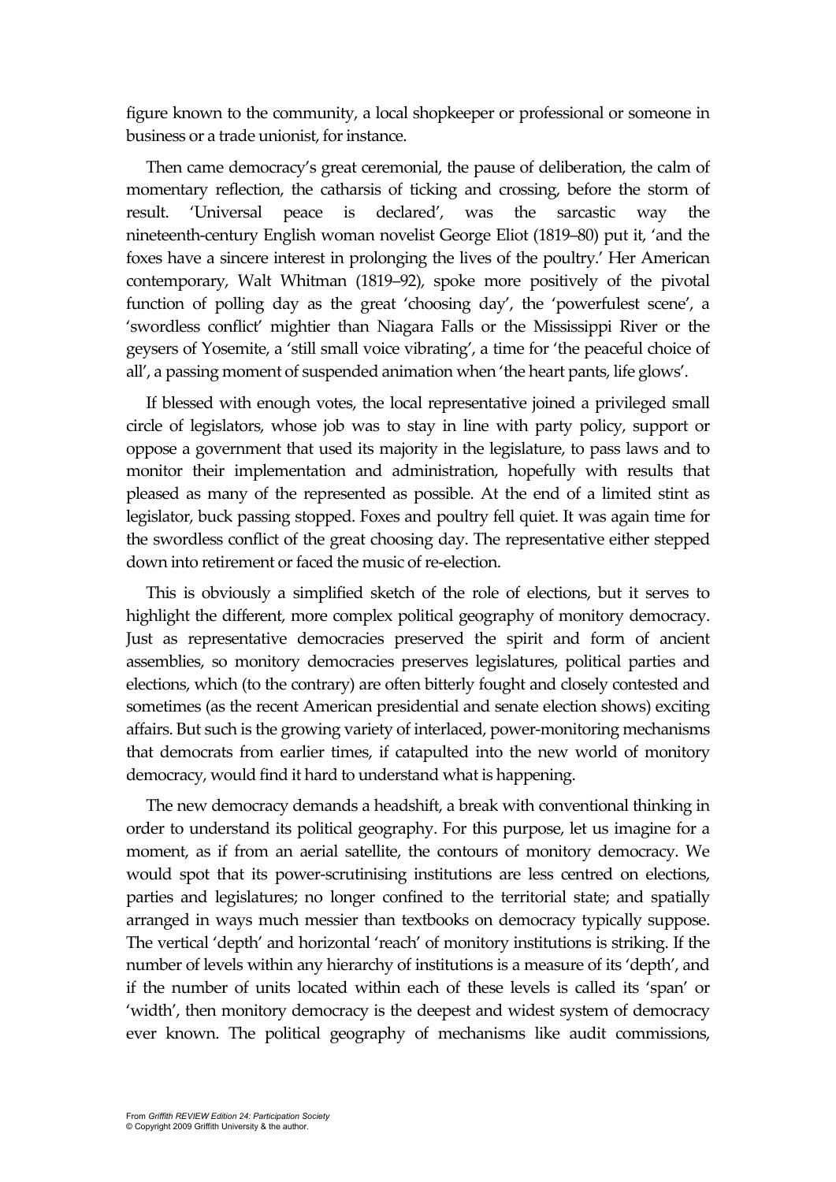figure known to the community, a local shopkeeper or professional or someone in business or a trade unionist, for instance.

Then came democracy's great ceremonial, the pause of deliberation, the calm of momentary reflection, the catharsis of ticking and crossing, before the storm of result. 'Universal peace is declared', was the sarcastic way the nineteenth-century English woman novelist George Eliot (1819–80) put it, 'and the foxes have a sincere interest in prolonging the lives of the poultry.' Her American contemporary, Walt Whitman (1819–92), spoke more positively of the pivotal function of polling day as the great 'choosing day', the 'powerfulest scene', a 'swordless conflict' mightier than Niagara Falls or the Mississippi River or the geysers of Yosemite, a 'still small voice vibrating', a time for 'the peaceful choice of all', a passing moment of suspended animation when 'the heart pants, life glows'.

If blessed with enough votes, the local representative joined a privileged small circle of legislators, whose job was to stay in line with party policy, support or oppose a government that used its majority in the legislature, to pass laws and to monitor their implementation and administration, hopefully with results that pleased as many of the represented as possible. At the end of a limited stint as legislator, buck passing stopped. Foxes and poultry fell quiet. It was again time for the swordless conflict of the great choosing day. The representative either stepped down into retirement or faced the music of re-election.

This is obviously a simplified sketch of the role of elections, but it serves to highlight the different, more complex political geography of monitory democracy. Just as representative democracies preserved the spirit and form of ancient assemblies, so monitory democracies preserves legislatures, political parties and elections, which (to the contrary) are often bitterly fought and closely contested and sometimes (as the recent American presidential and senate election shows) exciting affairs. But such is the growing variety of interlaced, power-monitoring mechanisms that democrats from earlier times, if catapulted into the new world of monitory democracy, would find it hard to understand what is happening.

The new democracy demands a headshift, a break with conventional thinking in order to understand its political geography. For this purpose, let us imagine for a moment, as if from an aerial satellite, the contours of monitory democracy. We would spot that its power-scrutinising institutions are less centred on elections, parties and legislatures; no longer confined to the territorial state; and spatially arranged in ways much messier than textbooks on democracy typically suppose. The vertical 'depth' and horizontal 'reach' of monitory institutions is striking. If the number of levels within any hierarchy of institutions is a measure of its 'depth', and if the number of units located within each of these levels is called its 'span' or 'width', then monitory democracy is the deepest and widest system of democracy ever known. The political geography of mechanisms like audit commissions,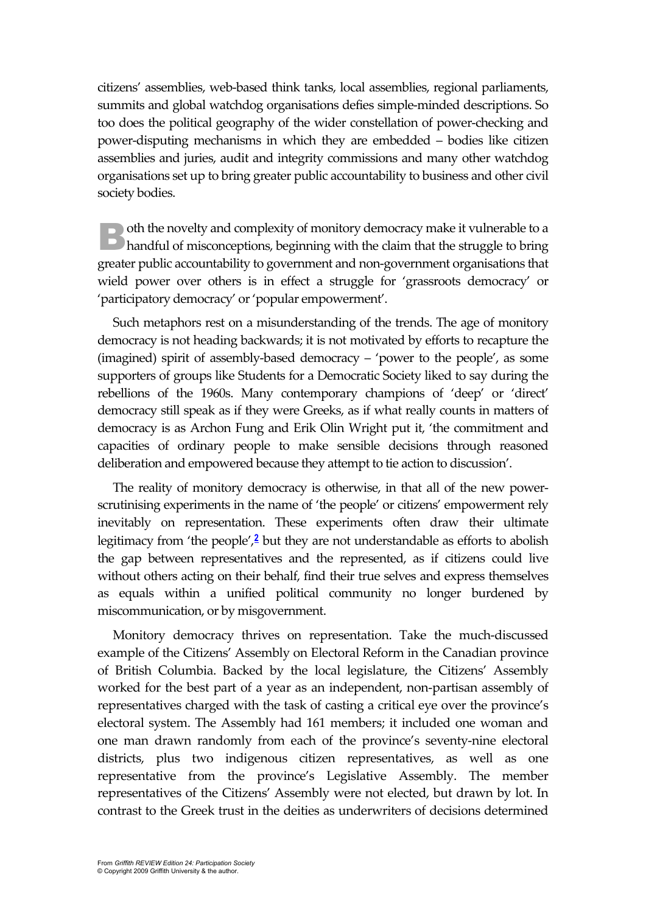citizens' assemblies, web-based think tanks, local assemblies, regional parliaments, summits and global watchdog organisations defies simple-minded descriptions. So too does the political geography of the wider constellation of power-checking and power-disputing mechanisms in which they are embedded – bodies like citizen assemblies and juries, audit and integrity commissions and many other watchdog organisations set up to bring greater public accountability to business and other civil society bodies.

Both the novelty and complexity of monitory democracy make it vulnerable to a handful of misconceptions, beginning with the claim that the struggle to bring greater public accountability to government and non-government organisations that wield power over others is in effect a struggle for 'grassroots democracy' or 'participatory democracy' or 'popular empowerment'.

Such metaphors rest on a misunderstanding of the trends. The age of monitory democracy is not heading backwards; it is not motivated by efforts to recapture the (imagined) spirit of assembly-based democracy – 'power to the people', as some supporters of groups like Students for a Democratic Society liked to say during the rebellions of the 1960s. Many contemporary champions of 'deep' or 'direct' democracy still speak as if they were Greeks, as if what really counts in matters of democracy is as Archon Fung and Erik Olin Wright put it, 'the commitment and capacities of ordinary people to make sensible decisions through reasoned deliberation and empowered because they attempt to tie action to discussion'.

The reality of monitory democracy is otherwise, in that all of the new power-scrutinising experiments in the name of 'the people' or citizens' empowerment rely inevitably on representation. These experiments often draw their ultimate legitimacy from 'the people',[2] but they are not understandable as efforts to abolish the gap between representatives and the represented, as if citizens could live without others acting on their behalf, find their true selves and express themselves as equals within a unified political community no longer burdened by miscommunication, or by misgovernment.

Monitory democracy thrives on representation. Take the much-discussed example of the Citizens' Assembly on Electoral Reform in the Canadian province of British Columbia. Backed by the local legislature, the Citizens' Assembly worked for the best part of a year as an independent, non-partisan assembly of representatives charged with the task of casting a critical eye over the province's electoral system. The Assembly had 161 members; it included one woman and one man drawn randomly from each of the province's seventy-nine electoral districts, plus two indigenous citizen representatives, as well as one representative from the province's Legislative Assembly. The member representatives of the Citizens' Assembly were not elected, but drawn by lot. In contrast to the Greek trust in the deities as underwriters of decisions determined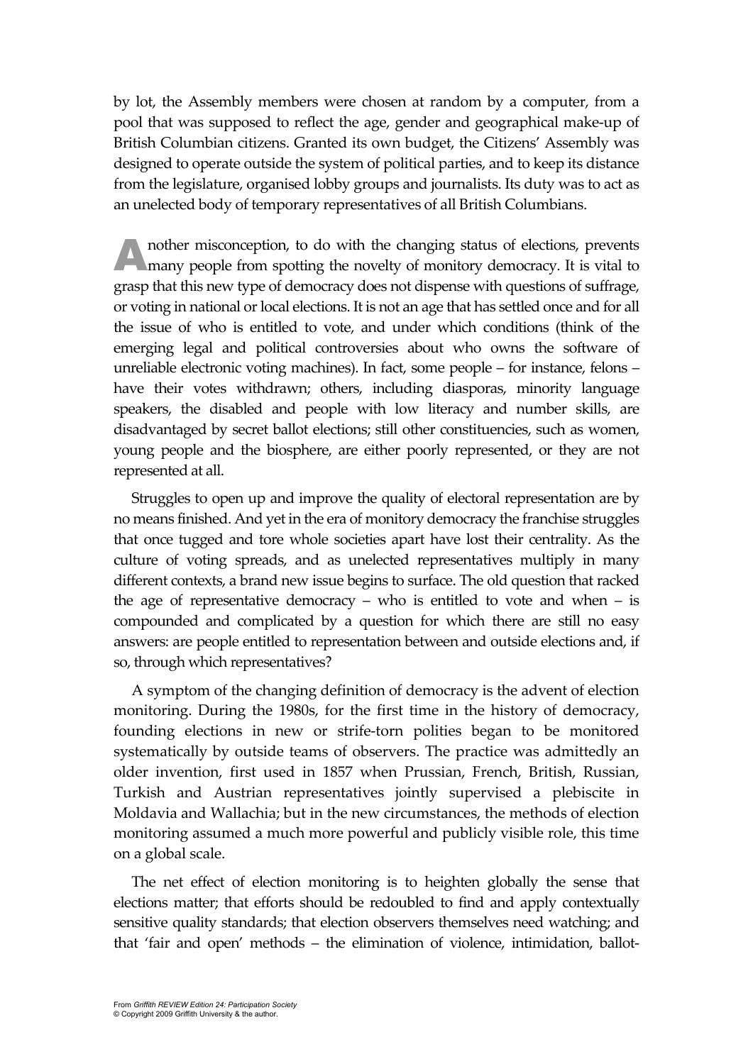by lot, the Assembly members were chosen at random by a computer, from a pool that was supposed to reflect the age, gender and geographical make-up of British Columbian citizens. Granted its own budget, the Citizens' Assembly was designed to operate outside the system of political parties, and to keep its distance from the legislature, organised lobby groups and journalists. Its duty was to act as an unelected body of temporary representatives of all British Columbians.

Another misconception, to do with the changing status of elections, prevents many people from spotting the novelty of monitory democracy. It is vital to grasp that this new type of democracy does not dispense with questions of suffrage, or voting in national or local elections. It is not an age that has settled once and for all the issue of who is entitled to vote, and under which conditions (think of the emerging legal and political controversies about who owns the software of unreliable electronic voting machines). In fact, some people – for instance, felons – have their votes withdrawn; others, including diasporas, minority language speakers, the disabled and people with low literacy and number skills, are disadvantaged by secret ballot elections; still other constituencies, such as women, young people and the biosphere, are either poorly represented, or they are not represented at all.

Struggles to open up and improve the quality of electoral representation are by no means finished. And yet in the era of monitory democracy the franchise struggles that once tugged and tore whole societies apart have lost their centrality. As the culture of voting spreads, and as unelected representatives multiply in many different contexts, a brand new issue begins to surface. The old question that racked the age of representative democracy – who is entitled to vote and when – is compounded and complicated by a question for which there are still no easy answers: are people entitled to representation between and outside elections and, if so, through which representatives?

A symptom of the changing definition of democracy is the advent of election monitoring. During the 1980s, for the first time in the history of democracy, founding elections in new or strife-torn polities began to be monitored systematically by outside teams of observers. The practice was admittedly an older invention, first used in 1857 when Prussian, French, British, Russian, Turkish and Austrian representatives jointly supervised a plebiscite in Moldavia and Wallachia; but in the new circumstances, the methods of election monitoring assumed a much more powerful and publicly visible role, this time on a global scale.

The net effect of election monitoring is to heighten globally the sense that elections matter; that efforts should be redoubled to find and apply contextually sensitive quality standards; that election observers themselves need watching; and that 'fair and open' methods – the elimination of violence, intimidation, ballot-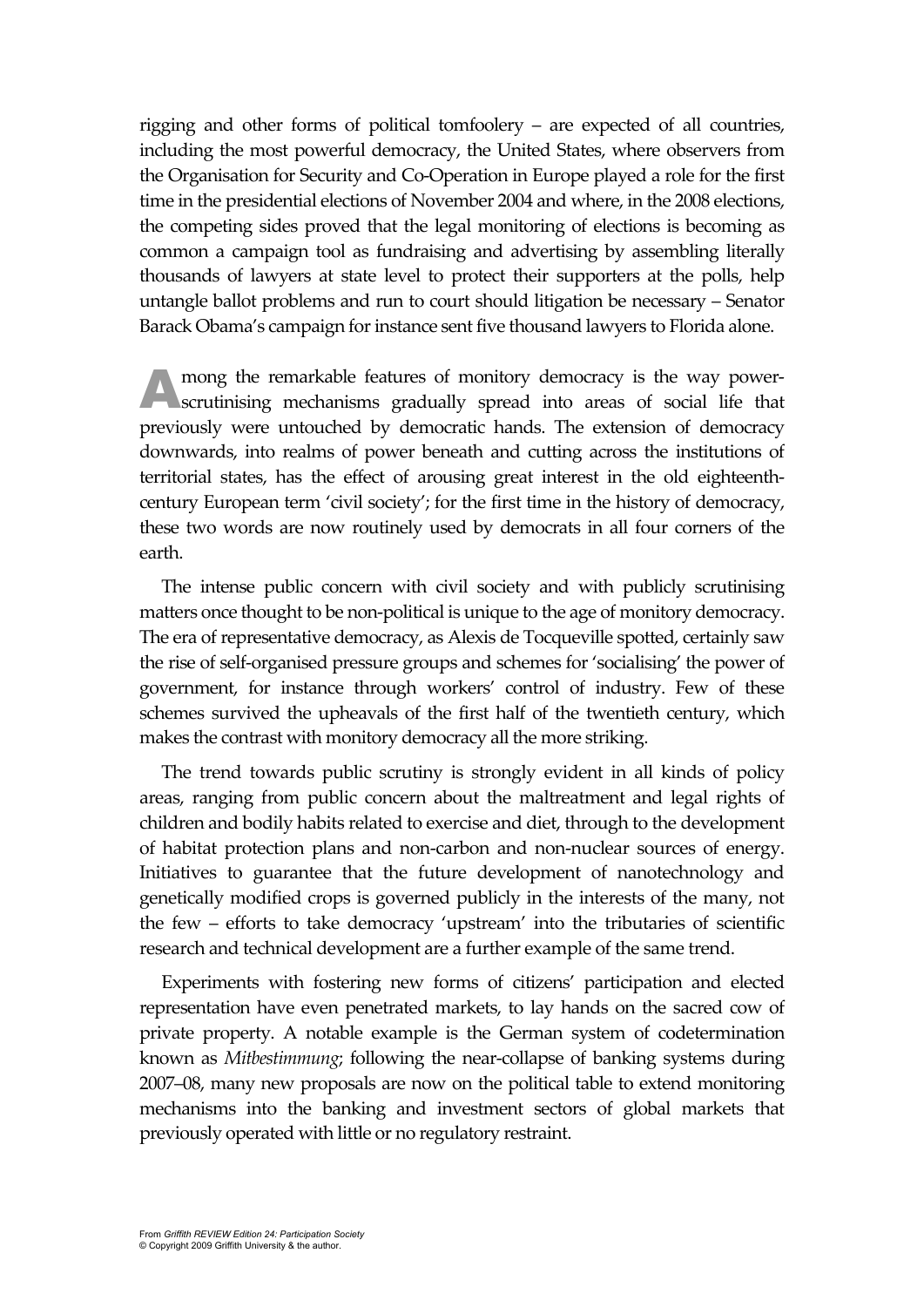rigging and other forms of political tomfoolery – are expected of all countries, including the most powerful democracy, the United States, where observers from the Organisation for Security and Co-Operation in Europe played a role for the first time in the presidential elections of November 2004 and where, in the 2008 elections, the competing sides proved that the legal monitoring of elections is becoming as common a campaign tool as fundraising and advertising by assembling literally thousands of lawyers at state level to protect their supporters at the polls, help untangle ballot problems and run to court should litigation be necessary – Senator Barack Obama's campaign for instance sent five thousand lawyers to Florida alone.

Among the remarkable features of monitory democracy is the way power-scrutinising mechanisms gradually spread into areas of social life that previously were untouched by democratic hands. The extension of democracy downwards, into realms of power beneath and cutting across the institutions of territorial states, has the effect of arousing great interest in the old eighteenth-century European term 'civil society'; for the first time in the history of democracy, these two words are now routinely used by democrats in all four corners of the earth.

The intense public concern with civil society and with publicly scrutinising matters once thought to be non-political is unique to the age of monitory democracy. The era of representative democracy, as Alexis de Tocqueville spotted, certainly saw the rise of self-organised pressure groups and schemes for 'socialising' the power of government, for instance through workers' control of industry. Few of these schemes survived the upheavals of the first half of the twentieth century, which makes the contrast with monitory democracy all the more striking.

The trend towards public scrutiny is strongly evident in all kinds of policy areas, ranging from public concern about the maltreatment and legal rights of children and bodily habits related to exercise and diet, through to the development of habitat protection plans and non-carbon and non-nuclear sources of energy. Initiatives to guarantee that the future development of nanotechnology and genetically modified crops is governed publicly in the interests of the many, not the few – efforts to take democracy 'upstream' into the tributaries of scientific research and technical development are a further example of the same trend.

Experiments with fostering new forms of citizens' participation and elected representation have even penetrated markets, to lay hands on the sacred cow of private property. A notable example is the German system of codetermination known as *Mitbestimmung*; following the near-collapse of banking systems during 2007–08, many new proposals are now on the political table to extend monitoring mechanisms into the banking and investment sectors of global markets that previously operated with little or no regulatory restraint.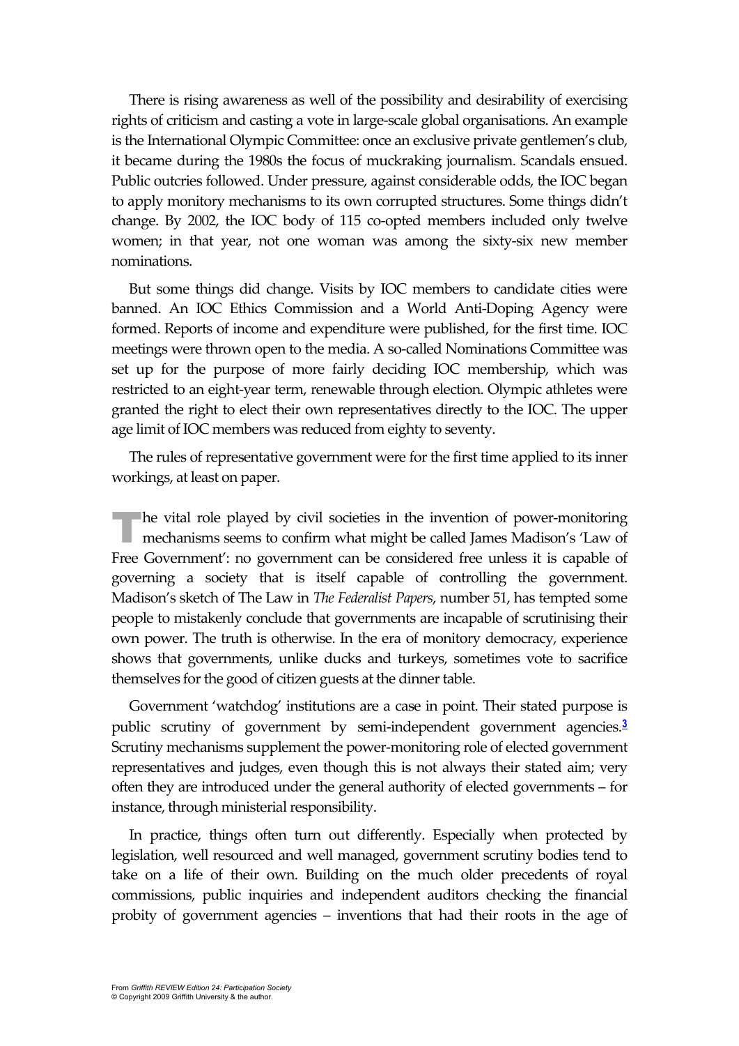There is rising awareness as well of the possibility and desirability of exercising rights of criticism and casting a vote in large-scale global organisations. An example is the International Olympic Committee: once an exclusive private gentlemen's club, it became during the 1980s the focus of muckraking journalism. Scandals ensued. Public outcries followed. Under pressure, against considerable odds, the IOC began to apply monitory mechanisms to its own corrupted structures. Some things didn't change. By 2002, the IOC body of 115 co-opted members included only twelve women; in that year, not one woman was among the sixty-six new member nominations.

But some things did change. Visits by IOC members to candidate cities were banned. An IOC Ethics Commission and a World Anti-Doping Agency were formed. Reports of income and expenditure were published, for the first time. IOC meetings were thrown open to the media. A so-called Nominations Committee was set up for the purpose of more fairly deciding IOC membership, which was restricted to an eight-year term, renewable through election. Olympic athletes were granted the right to elect their own representatives directly to the IOC. The upper age limit of IOC members was reduced from eighty to seventy.

The rules of representative government were for the first time applied to its inner workings, at least on paper.

The vital role played by civil societies in the invention of power-monitoring mechanisms seems to confirm what might be called James Madison's 'Law of Free Government': no government can be considered free unless it is capable of governing a society that is itself capable of controlling the government. Madison's sketch of The Law in *The Federalist Papers*, number 51, has tempted some people to mistakenly conclude that governments are incapable of scrutinising their own power. The truth is otherwise. In the era of monitory democracy, experience shows that governments, unlike ducks and turkeys, sometimes vote to sacrifice themselves for the good of citizen guests at the dinner table.

Government 'watchdog' institutions are a case in point. Their stated purpose is public scrutiny of government by semi-independent government agencies.[3] Scrutiny mechanisms supplement the power-monitoring role of elected government representatives and judges, even though this is not always their stated aim; very often they are introduced under the general authority of elected governments – for instance, through ministerial responsibility.

In practice, things often turn out differently. Especially when protected by legislation, well resourced and well managed, government scrutiny bodies tend to take on a life of their own. Building on the much older precedents of royal commissions, public inquiries and independent auditors checking the financial probity of government agencies – inventions that had their roots in the age of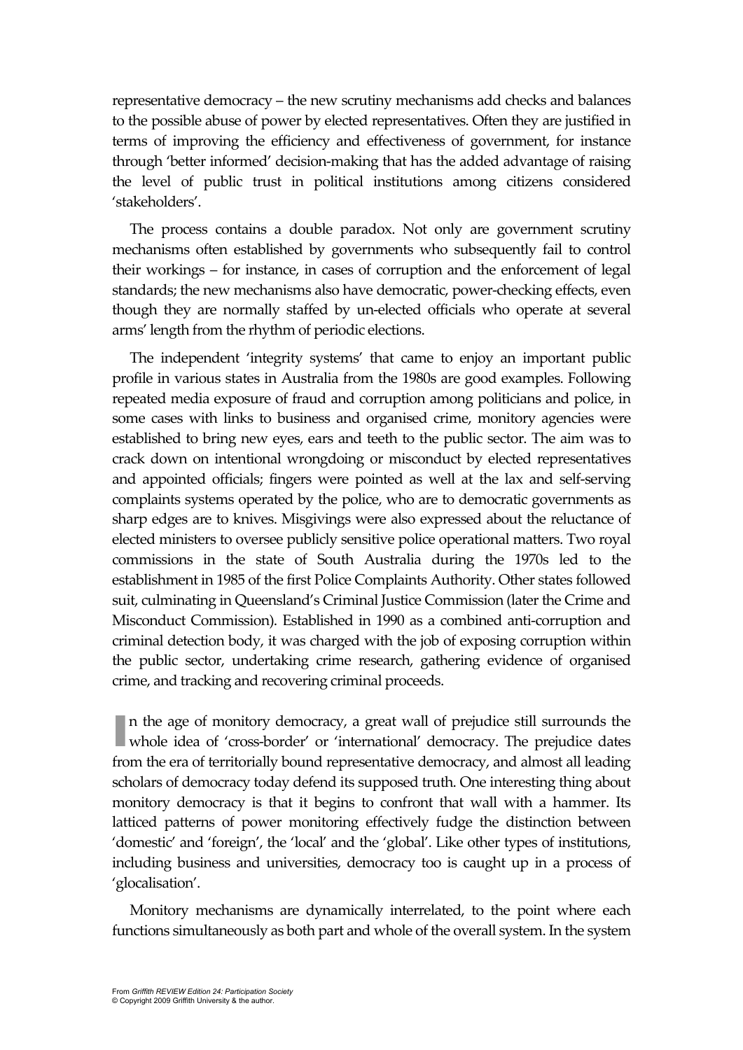representative democracy – the new scrutiny mechanisms add checks and balances to the possible abuse of power by elected representatives. Often they are justified in terms of improving the efficiency and effectiveness of government, for instance through 'better informed' decision-making that has the added advantage of raising the level of public trust in political institutions among citizens considered 'stakeholders'.

The process contains a double paradox. Not only are government scrutiny mechanisms often established by governments who subsequently fail to control their workings – for instance, in cases of corruption and the enforcement of legal standards; the new mechanisms also have democratic, power-checking effects, even though they are normally staffed by un-elected officials who operate at several arms' length from the rhythm of periodic elections.

The independent 'integrity systems' that came to enjoy an important public profile in various states in Australia from the 1980s are good examples. Following repeated media exposure of fraud and corruption among politicians and police, in some cases with links to business and organised crime, monitory agencies were established to bring new eyes, ears and teeth to the public sector. The aim was to crack down on intentional wrongdoing or misconduct by elected representatives and appointed officials; fingers were pointed as well at the lax and self-serving complaints systems operated by the police, who are to democratic governments as sharp edges are to knives. Misgivings were also expressed about the reluctance of elected ministers to oversee publicly sensitive police operational matters. Two royal commissions in the state of South Australia during the 1970s led to the establishment in 1985 of the first Police Complaints Authority. Other states followed suit, culminating in Queensland's Criminal Justice Commission (later the Crime and Misconduct Commission). Established in 1990 as a combined anti-corruption and criminal detection body, it was charged with the job of exposing corruption within the public sector, undertaking crime research, gathering evidence of organised crime, and tracking and recovering criminal proceeds.

In the age of monitory democracy, a great wall of prejudice still surrounds the whole idea of 'cross-border' or 'international' democracy. The prejudice dates from the era of territorially bound representative democracy, and almost all leading scholars of democracy today defend its supposed truth. One interesting thing about monitory democracy is that it begins to confront that wall with a hammer. Its latticed patterns of power monitoring effectively fudge the distinction between 'domestic' and 'foreign', the 'local' and the 'global'. Like other types of institutions, including business and universities, democracy too is caught up in a process of 'glocalisation'.

Monitory mechanisms are dynamically interrelated, to the point where each functions simultaneously as both part and whole of the overall system. In the system

From *Griffith REVIEW Edition 24: Participation Society*
© Copyright 2009 Griffith University & the author.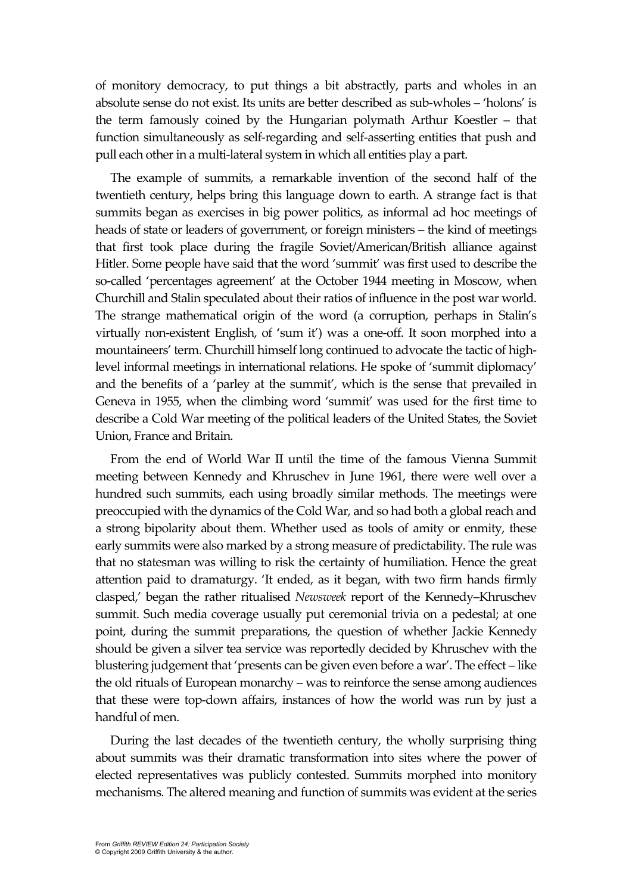of monitory democracy, to put things a bit abstractly, parts and wholes in an absolute sense do not exist. Its units are better described as sub-wholes – 'holons' is the term famously coined by the Hungarian polymath Arthur Koestler – that function simultaneously as self-regarding and self-asserting entities that push and pull each other in a multi-lateral system in which all entities play a part.

The example of summits, a remarkable invention of the second half of the twentieth century, helps bring this language down to earth. A strange fact is that summits began as exercises in big power politics, as informal ad hoc meetings of heads of state or leaders of government, or foreign ministers – the kind of meetings that first took place during the fragile Soviet/American/British alliance against Hitler. Some people have said that the word 'summit' was first used to describe the so-called 'percentages agreement' at the October 1944 meeting in Moscow, when Churchill and Stalin speculated about their ratios of influence in the post war world. The strange mathematical origin of the word (a corruption, perhaps in Stalin's virtually non-existent English, of 'sum it') was a one-off. It soon morphed into a mountaineers' term. Churchill himself long continued to advocate the tactic of high-level informal meetings in international relations. He spoke of 'summit diplomacy' and the benefits of a 'parley at the summit', which is the sense that prevailed in Geneva in 1955, when the climbing word 'summit' was used for the first time to describe a Cold War meeting of the political leaders of the United States, the Soviet Union, France and Britain.

From the end of World War II until the time of the famous Vienna Summit meeting between Kennedy and Khruschev in June 1961, there were well over a hundred such summits, each using broadly similar methods. The meetings were preoccupied with the dynamics of the Cold War, and so had both a global reach and a strong bipolarity about them. Whether used as tools of amity or enmity, these early summits were also marked by a strong measure of predictability. The rule was that no statesman was willing to risk the certainty of humiliation. Hence the great attention paid to dramaturgy. 'It ended, as it began, with two firm hands firmly clasped,' began the rather ritualised *Newsweek* report of the Kennedy–Khruschev summit. Such media coverage usually put ceremonial trivia on a pedestal; at one point, during the summit preparations, the question of whether Jackie Kennedy should be given a silver tea service was reportedly decided by Khruschev with the blustering judgement that 'presents can be given even before a war'. The effect – like the old rituals of European monarchy – was to reinforce the sense among audiences that these were top-down affairs, instances of how the world was run by just a handful of men.

During the last decades of the twentieth century, the wholly surprising thing about summits was their dramatic transformation into sites where the power of elected representatives was publicly contested. Summits morphed into monitory mechanisms. The altered meaning and function of summits was evident at the series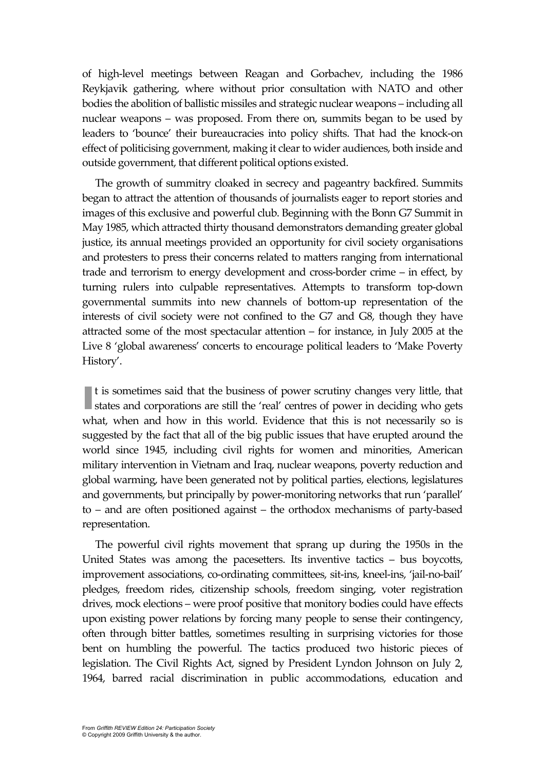of high-level meetings between Reagan and Gorbachev, including the 1986 Reykjavik gathering, where without prior consultation with NATO and other bodies the abolition of ballistic missiles and strategic nuclear weapons – including all nuclear weapons – was proposed. From there on, summits began to be used by leaders to 'bounce' their bureaucracies into policy shifts. That had the knock-on effect of politicising government, making it clear to wider audiences, both inside and outside government, that different political options existed.

The growth of summitry cloaked in secrecy and pageantry backfired. Summits began to attract the attention of thousands of journalists eager to report stories and images of this exclusive and powerful club. Beginning with the Bonn G7 Summit in May 1985, which attracted thirty thousand demonstrators demanding greater global justice, its annual meetings provided an opportunity for civil society organisations and protesters to press their concerns related to matters ranging from international trade and terrorism to energy development and cross-border crime – in effect, by turning rulers into culpable representatives. Attempts to transform top-down governmental summits into new channels of bottom-up representation of the interests of civil society were not confined to the G7 and G8, though they have attracted some of the most spectacular attention – for instance, in July 2005 at the Live 8 'global awareness' concerts to encourage political leaders to 'Make Poverty History'.

It is sometimes said that the business of power scrutiny changes very little, that states and corporations are still the 'real' centres of power in deciding who gets what, when and how in this world. Evidence that this is not necessarily so is suggested by the fact that all of the big public issues that have erupted around the world since 1945, including civil rights for women and minorities, American military intervention in Vietnam and Iraq, nuclear weapons, poverty reduction and global warming, have been generated not by political parties, elections, legislatures and governments, but principally by power-monitoring networks that run 'parallel' to – and are often positioned against – the orthodox mechanisms of party-based representation.

The powerful civil rights movement that sprang up during the 1950s in the United States was among the pacesetters. Its inventive tactics – bus boycotts, improvement associations, co-ordinating committees, sit-ins, kneel-ins, 'jail-no-bail' pledges, freedom rides, citizenship schools, freedom singing, voter registration drives, mock elections – were proof positive that monitory bodies could have effects upon existing power relations by forcing many people to sense their contingency, often through bitter battles, sometimes resulting in surprising victories for those bent on humbling the powerful. The tactics produced two historic pieces of legislation. The Civil Rights Act, signed by President Lyndon Johnson on July 2, 1964, barred racial discrimination in public accommodations, education and

From *Griffith REVIEW Edition 24: Participation Society*
© Copyright 2009 Griffith University & the author.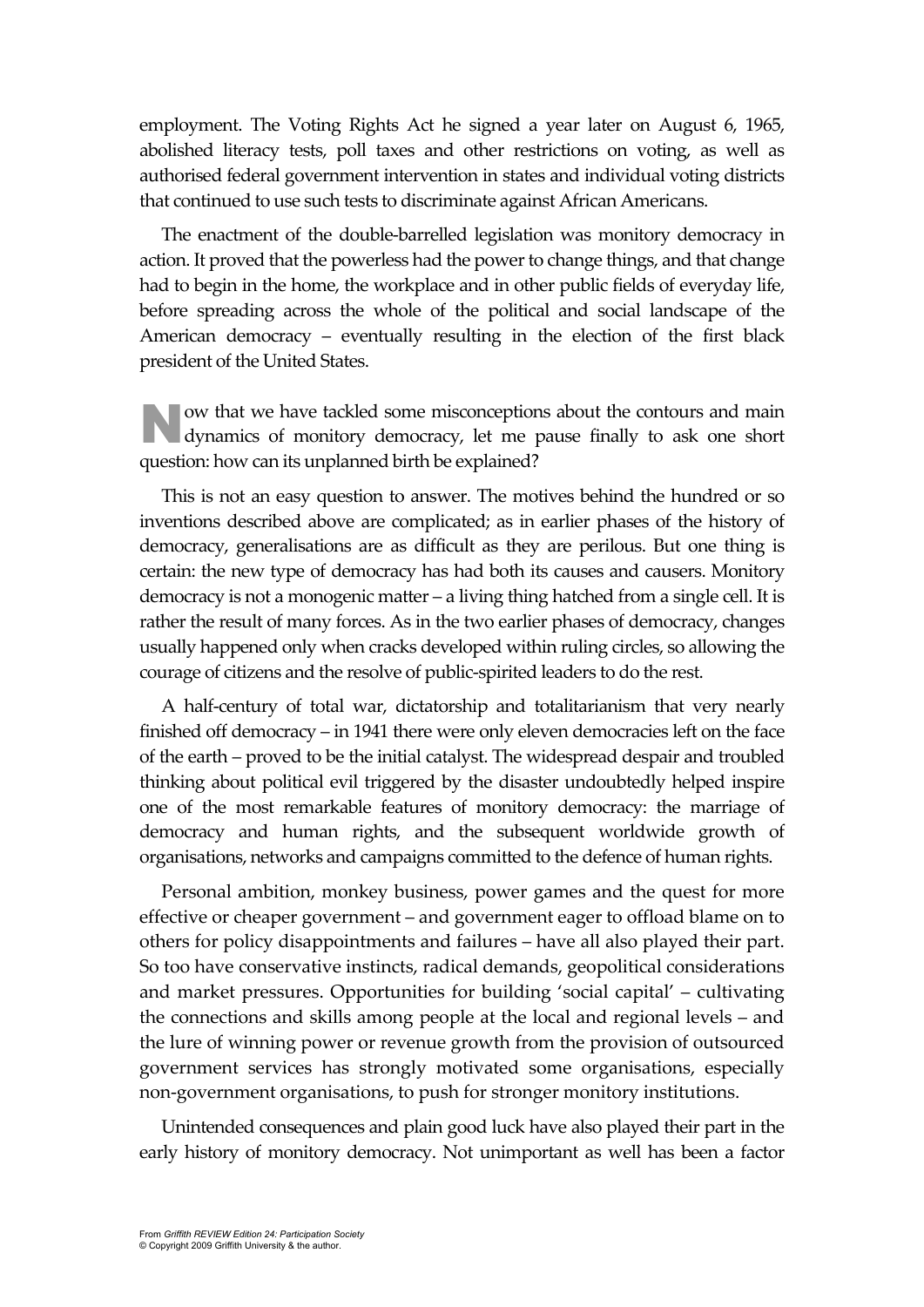employment. The Voting Rights Act he signed a year later on August 6, 1965, abolished literacy tests, poll taxes and other restrictions on voting, as well as authorised federal government intervention in states and individual voting districts that continued to use such tests to discriminate against African Americans.

The enactment of the double-barrelled legislation was monitory democracy in action. It proved that the powerless had the power to change things, and that change had to begin in the home, the workplace and in other public fields of everyday life, before spreading across the whole of the political and social landscape of the American democracy – eventually resulting in the election of the first black president of the United States.

Now that we have tackled some misconceptions about the contours and main dynamics of monitory democracy, let me pause finally to ask one short question: how can its unplanned birth be explained?

This is not an easy question to answer. The motives behind the hundred or so inventions described above are complicated; as in earlier phases of the history of democracy, generalisations are as difficult as they are perilous. But one thing is certain: the new type of democracy has had both its causes and causers. Monitory democracy is not a monogenic matter – a living thing hatched from a single cell. It is rather the result of many forces. As in the two earlier phases of democracy, changes usually happened only when cracks developed within ruling circles, so allowing the courage of citizens and the resolve of public-spirited leaders to do the rest.

A half-century of total war, dictatorship and totalitarianism that very nearly finished off democracy – in 1941 there were only eleven democracies left on the face of the earth – proved to be the initial catalyst. The widespread despair and troubled thinking about political evil triggered by the disaster undoubtedly helped inspire one of the most remarkable features of monitory democracy: the marriage of democracy and human rights, and the subsequent worldwide growth of organisations, networks and campaigns committed to the defence of human rights.

Personal ambition, monkey business, power games and the quest for more effective or cheaper government – and government eager to offload blame on to others for policy disappointments and failures – have all also played their part. So too have conservative instincts, radical demands, geopolitical considerations and market pressures. Opportunities for building 'social capital' – cultivating the connections and skills among people at the local and regional levels – and the lure of winning power or revenue growth from the provision of outsourced government services has strongly motivated some organisations, especially non-government organisations, to push for stronger monitory institutions.

Unintended consequences and plain good luck have also played their part in the early history of monitory democracy. Not unimportant as well has been a factor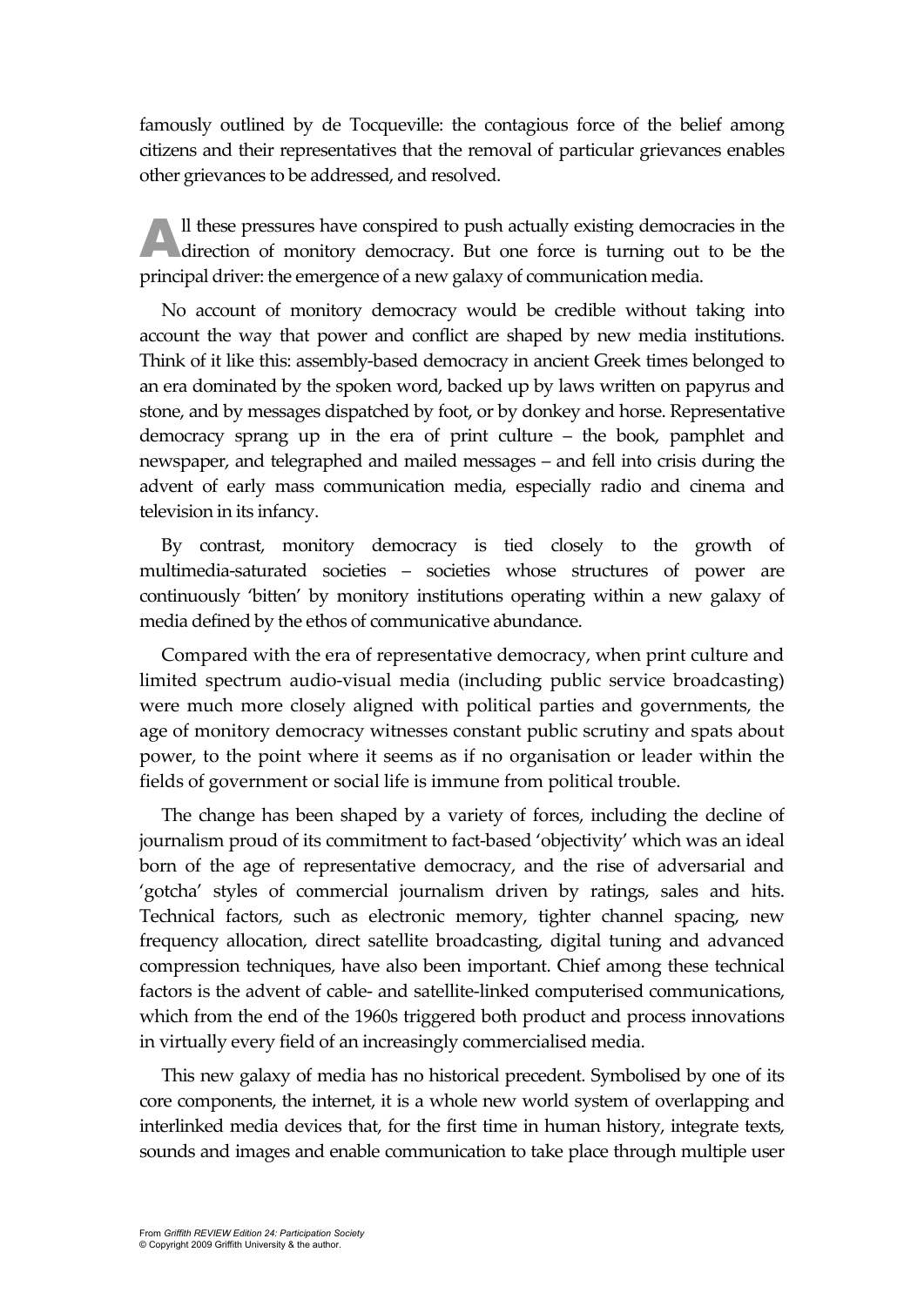famously outlined by de Tocqueville: the contagious force of the belief among citizens and their representatives that the removal of particular grievances enables other grievances to be addressed, and resolved.

All these pressures have conspired to push actually existing democracies in the direction of monitory democracy. But one force is turning out to be the principal driver: the emergence of a new galaxy of communication media.

No account of monitory democracy would be credible without taking into account the way that power and conflict are shaped by new media institutions. Think of it like this: assembly-based democracy in ancient Greek times belonged to an era dominated by the spoken word, backed up by laws written on papyrus and stone, and by messages dispatched by foot, or by donkey and horse. Representative democracy sprang up in the era of print culture – the book, pamphlet and newspaper, and telegraphed and mailed messages – and fell into crisis during the advent of early mass communication media, especially radio and cinema and television in its infancy.

By contrast, monitory democracy is tied closely to the growth of multimedia-saturated societies – societies whose structures of power are continuously 'bitten' by monitory institutions operating within a new galaxy of media defined by the ethos of communicative abundance.

Compared with the era of representative democracy, when print culture and limited spectrum audio-visual media (including public service broadcasting) were much more closely aligned with political parties and governments, the age of monitory democracy witnesses constant public scrutiny and spats about power, to the point where it seems as if no organisation or leader within the fields of government or social life is immune from political trouble.

The change has been shaped by a variety of forces, including the decline of journalism proud of its commitment to fact-based 'objectivity' which was an ideal born of the age of representative democracy, and the rise of adversarial and 'gotcha' styles of commercial journalism driven by ratings, sales and hits. Technical factors, such as electronic memory, tighter channel spacing, new frequency allocation, direct satellite broadcasting, digital tuning and advanced compression techniques, have also been important. Chief among these technical factors is the advent of cable- and satellite-linked computerised communications, which from the end of the 1960s triggered both product and process innovations in virtually every field of an increasingly commercialised media.

This new galaxy of media has no historical precedent. Symbolised by one of its core components, the internet, it is a whole new world system of overlapping and interlinked media devices that, for the first time in human history, integrate texts, sounds and images and enable communication to take place through multiple user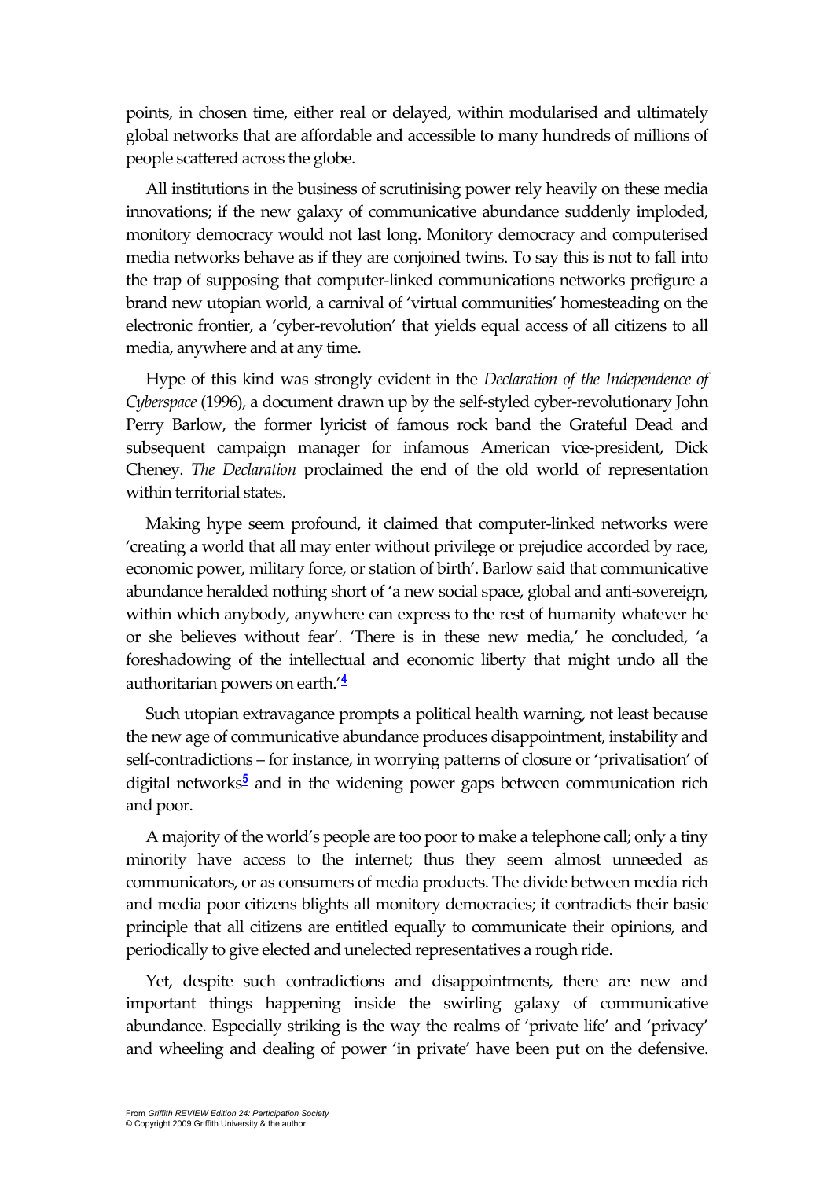points, in chosen time, either real or delayed, within modularised and ultimately global networks that are affordable and accessible to many hundreds of millions of people scattered across the globe.

All institutions in the business of scrutinising power rely heavily on these media innovations; if the new galaxy of communicative abundance suddenly imploded, monitory democracy would not last long. Monitory democracy and computerised media networks behave as if they are conjoined twins. To say this is not to fall into the trap of supposing that computer-linked communications networks prefigure a brand new utopian world, a carnival of 'virtual communities' homesteading on the electronic frontier, a 'cyber-revolution' that yields equal access of all citizens to all media, anywhere and at any time.

Hype of this kind was strongly evident in the *Declaration of the Independence of Cyberspace* (1996), a document drawn up by the self-styled cyber-revolutionary John Perry Barlow, the former lyricist of famous rock band the Grateful Dead and subsequent campaign manager for infamous American vice-president, Dick Cheney. *The Declaration* proclaimed the end of the old world of representation within territorial states.

Making hype seem profound, it claimed that computer-linked networks were 'creating a world that all may enter without privilege or prejudice accorded by race, economic power, military force, or station of birth'. Barlow said that communicative abundance heralded nothing short of 'a new social space, global and anti-sovereign, within which anybody, anywhere can express to the rest of humanity whatever he or she believes without fear'. 'There is in these new media,' he concluded, 'a foreshadowing of the intellectual and economic liberty that might undo all the authoritarian powers on earth.'[4]

Such utopian extravagance prompts a political health warning, not least because the new age of communicative abundance produces disappointment, instability and self-contradictions – for instance, in worrying patterns of closure or 'privatisation' of digital networks[5] and in the widening power gaps between communication rich and poor.

A majority of the world's people are too poor to make a telephone call; only a tiny minority have access to the internet; thus they seem almost unneeded as communicators, or as consumers of media products. The divide between media rich and media poor citizens blights all monitory democracies; it contradicts their basic principle that all citizens are entitled equally to communicate their opinions, and periodically to give elected and unelected representatives a rough ride.

Yet, despite such contradictions and disappointments, there are new and important things happening inside the swirling galaxy of communicative abundance. Especially striking is the way the realms of 'private life' and 'privacy' and wheeling and dealing of power 'in private' have been put on the defensive.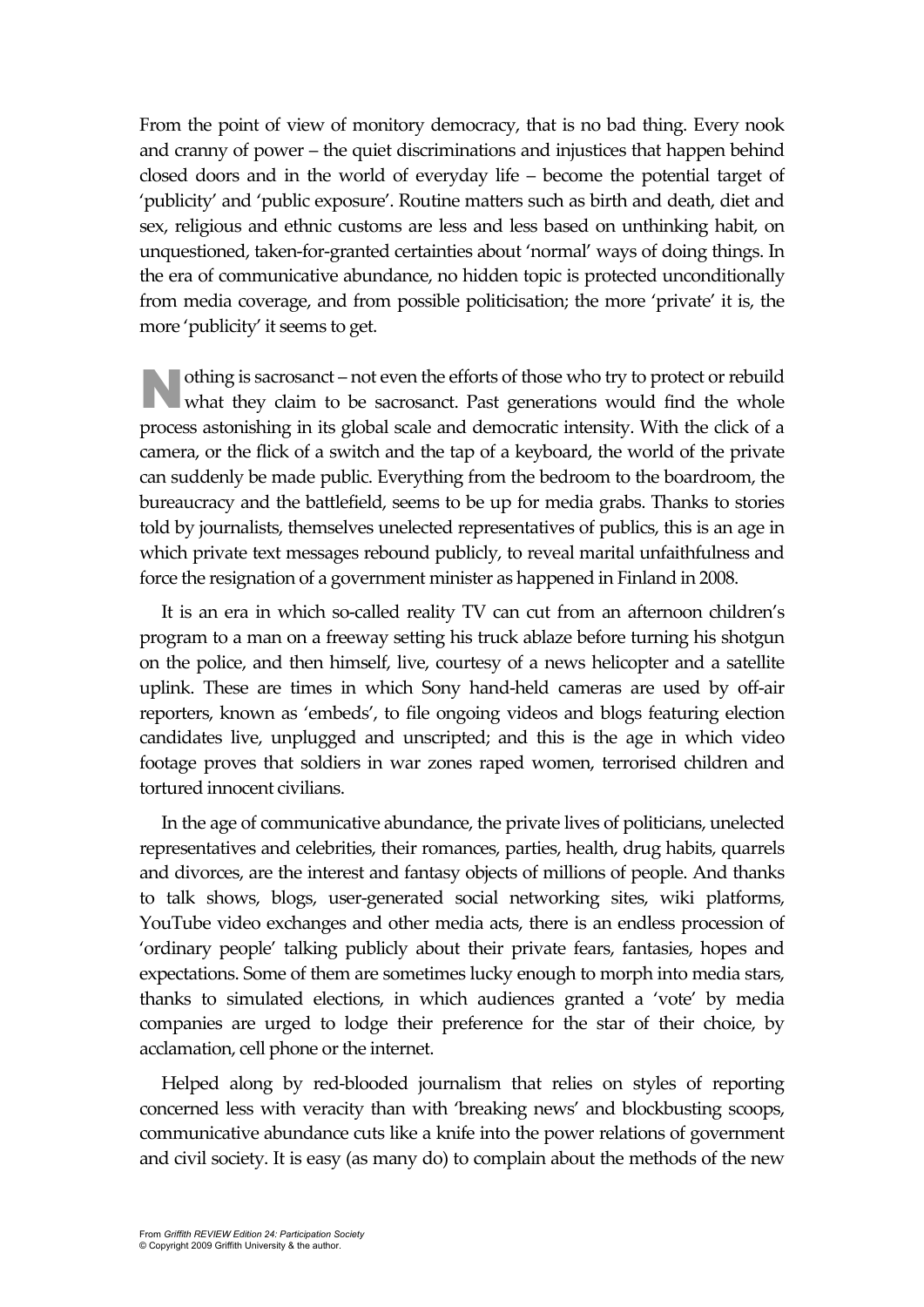From the point of view of monitory democracy, that is no bad thing. Every nook and cranny of power – the quiet discriminations and injustices that happen behind closed doors and in the world of everyday life – become the potential target of 'publicity' and 'public exposure'. Routine matters such as birth and death, diet and sex, religious and ethnic customs are less and less based on unthinking habit, on unquestioned, taken-for-granted certainties about 'normal' ways of doing things. In the era of communicative abundance, no hidden topic is protected unconditionally from media coverage, and from possible politicisation; the more 'private' it is, the more 'publicity' it seems to get.

Nothing is sacrosanct – not even the efforts of those who try to protect or rebuild what they claim to be sacrosanct. Past generations would find the whole process astonishing in its global scale and democratic intensity. With the click of a camera, or the flick of a switch and the tap of a keyboard, the world of the private can suddenly be made public. Everything from the bedroom to the boardroom, the bureaucracy and the battlefield, seems to be up for media grabs. Thanks to stories told by journalists, themselves unelected representatives of publics, this is an age in which private text messages rebound publicly, to reveal marital unfaithfulness and force the resignation of a government minister as happened in Finland in 2008.

It is an era in which so-called reality TV can cut from an afternoon children's program to a man on a freeway setting his truck ablaze before turning his shotgun on the police, and then himself, live, courtesy of a news helicopter and a satellite uplink. These are times in which Sony hand-held cameras are used by off-air reporters, known as 'embeds', to file ongoing videos and blogs featuring election candidates live, unplugged and unscripted; and this is the age in which video footage proves that soldiers in war zones raped women, terrorised children and tortured innocent civilians.

In the age of communicative abundance, the private lives of politicians, unelected representatives and celebrities, their romances, parties, health, drug habits, quarrels and divorces, are the interest and fantasy objects of millions of people. And thanks to talk shows, blogs, user-generated social networking sites, wiki platforms, YouTube video exchanges and other media acts, there is an endless procession of 'ordinary people' talking publicly about their private fears, fantasies, hopes and expectations. Some of them are sometimes lucky enough to morph into media stars, thanks to simulated elections, in which audiences granted a 'vote' by media companies are urged to lodge their preference for the star of their choice, by acclamation, cell phone or the internet.

Helped along by red-blooded journalism that relies on styles of reporting concerned less with veracity than with 'breaking news' and blockbusting scoops, communicative abundance cuts like a knife into the power relations of government and civil society. It is easy (as many do) to complain about the methods of the new

From *Griffith REVIEW Edition 24: Participation Society*
© Copyright 2009 Griffith University & the author.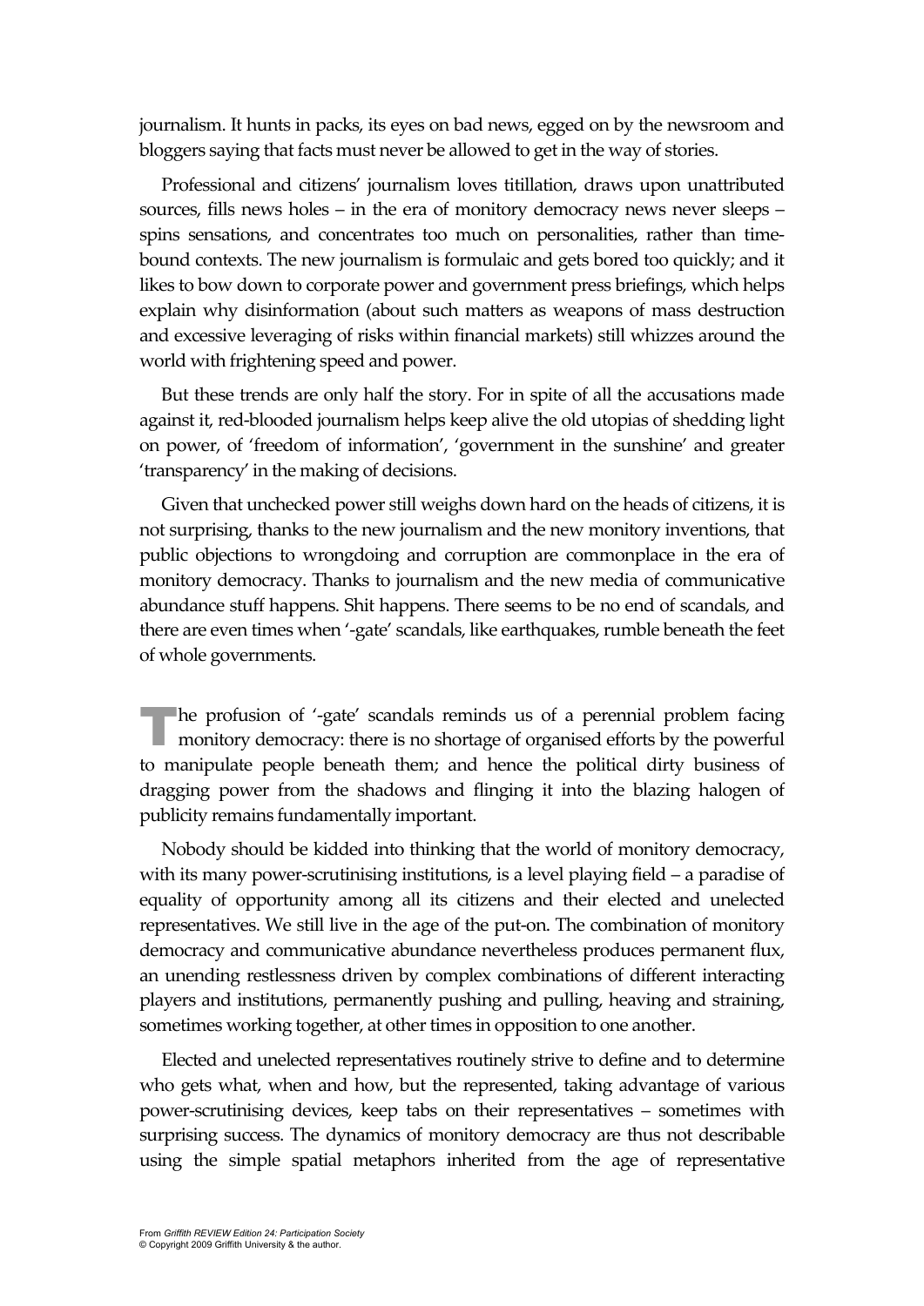journalism. It hunts in packs, its eyes on bad news, egged on by the newsroom and bloggers saying that facts must never be allowed to get in the way of stories.

Professional and citizens' journalism loves titillation, draws upon unattributed sources, fills news holes – in the era of monitory democracy news never sleeps – spins sensations, and concentrates too much on personalities, rather than time-bound contexts. The new journalism is formulaic and gets bored too quickly; and it likes to bow down to corporate power and government press briefings, which helps explain why disinformation (about such matters as weapons of mass destruction and excessive leveraging of risks within financial markets) still whizzes around the world with frightening speed and power.

But these trends are only half the story. For in spite of all the accusations made against it, red-blooded journalism helps keep alive the old utopias of shedding light on power, of 'freedom of information', 'government in the sunshine' and greater 'transparency' in the making of decisions.

Given that unchecked power still weighs down hard on the heads of citizens, it is not surprising, thanks to the new journalism and the new monitory inventions, that public objections to wrongdoing and corruption are commonplace in the era of monitory democracy. Thanks to journalism and the new media of communicative abundance stuff happens. Shit happens. There seems to be no end of scandals, and there are even times when '-gate' scandals, like earthquakes, rumble beneath the feet of whole governments.

The profusion of '-gate' scandals reminds us of a perennial problem facing monitory democracy: there is no shortage of organised efforts by the powerful to manipulate people beneath them; and hence the political dirty business of dragging power from the shadows and flinging it into the blazing halogen of publicity remains fundamentally important.

Nobody should be kidded into thinking that the world of monitory democracy, with its many power-scrutinising institutions, is a level playing field – a paradise of equality of opportunity among all its citizens and their elected and unelected representatives. We still live in the age of the put-on. The combination of monitory democracy and communicative abundance nevertheless produces permanent flux, an unending restlessness driven by complex combinations of different interacting players and institutions, permanently pushing and pulling, heaving and straining, sometimes working together, at other times in opposition to one another.

Elected and unelected representatives routinely strive to define and to determine who gets what, when and how, but the represented, taking advantage of various power-scrutinising devices, keep tabs on their representatives – sometimes with surprising success. The dynamics of monitory democracy are thus not describable using the simple spatial metaphors inherited from the age of representative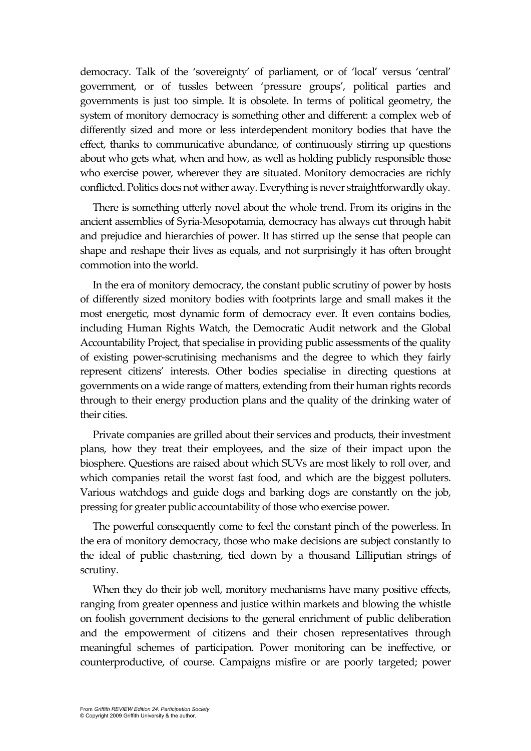democracy. Talk of the 'sovereignty' of parliament, or of 'local' versus 'central' government, or of tussles between 'pressure groups', political parties and governments is just too simple. It is obsolete. In terms of political geometry, the system of monitory democracy is something other and different: a complex web of differently sized and more or less interdependent monitory bodies that have the effect, thanks to communicative abundance, of continuously stirring up questions about who gets what, when and how, as well as holding publicly responsible those who exercise power, wherever they are situated. Monitory democracies are richly conflicted. Politics does not wither away. Everything is never straightforwardly okay.

There is something utterly novel about the whole trend. From its origins in the ancient assemblies of Syria-Mesopotamia, democracy has always cut through habit and prejudice and hierarchies of power. It has stirred up the sense that people can shape and reshape their lives as equals, and not surprisingly it has often brought commotion into the world.

In the era of monitory democracy, the constant public scrutiny of power by hosts of differently sized monitory bodies with footprints large and small makes it the most energetic, most dynamic form of democracy ever. It even contains bodies, including Human Rights Watch, the Democratic Audit network and the Global Accountability Project, that specialise in providing public assessments of the quality of existing power-scrutinising mechanisms and the degree to which they fairly represent citizens' interests. Other bodies specialise in directing questions at governments on a wide range of matters, extending from their human rights records through to their energy production plans and the quality of the drinking water of their cities.

Private companies are grilled about their services and products, their investment plans, how they treat their employees, and the size of their impact upon the biosphere. Questions are raised about which SUVs are most likely to roll over, and which companies retail the worst fast food, and which are the biggest polluters. Various watchdogs and guide dogs and barking dogs are constantly on the job, pressing for greater public accountability of those who exercise power.

The powerful consequently come to feel the constant pinch of the powerless. In the era of monitory democracy, those who make decisions are subject constantly to the ideal of public chastening, tied down by a thousand Lilliputian strings of scrutiny.

When they do their job well, monitory mechanisms have many positive effects, ranging from greater openness and justice within markets and blowing the whistle on foolish government decisions to the general enrichment of public deliberation and the empowerment of citizens and their chosen representatives through meaningful schemes of participation. Power monitoring can be ineffective, or counterproductive, of course. Campaigns misfire or are poorly targeted; power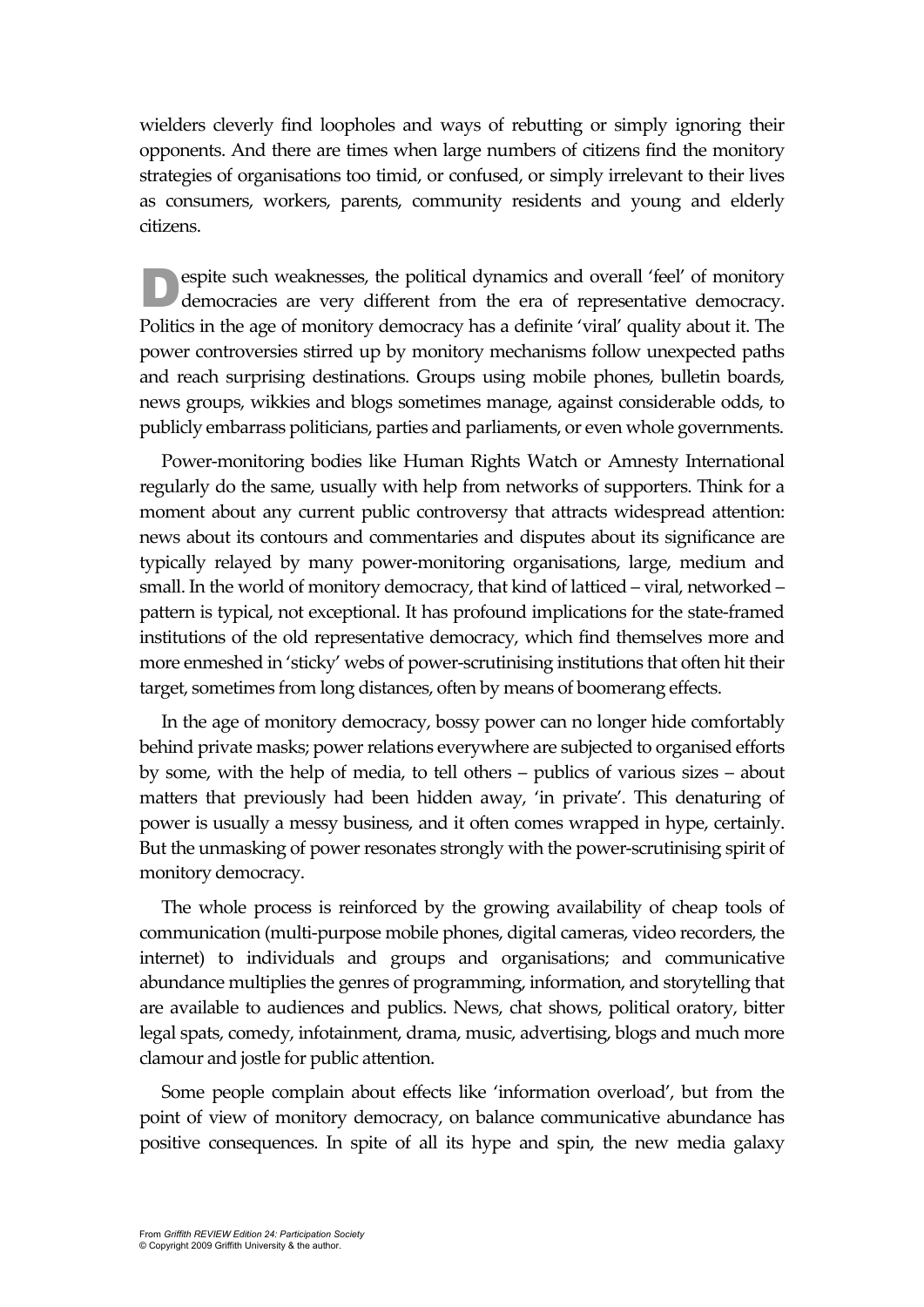wielders cleverly find loopholes and ways of rebutting or simply ignoring their opponents. And there are times when large numbers of citizens find the monitory strategies of organisations too timid, or confused, or simply irrelevant to their lives as consumers, workers, parents, community residents and young and elderly citizens.

Despite such weaknesses, the political dynamics and overall 'feel' of monitory democracies are very different from the era of representative democracy. Politics in the age of monitory democracy has a definite 'viral' quality about it. The power controversies stirred up by monitory mechanisms follow unexpected paths and reach surprising destinations. Groups using mobile phones, bulletin boards, news groups, wikkies and blogs sometimes manage, against considerable odds, to publicly embarrass politicians, parties and parliaments, or even whole governments.

Power-monitoring bodies like Human Rights Watch or Amnesty International regularly do the same, usually with help from networks of supporters. Think for a moment about any current public controversy that attracts widespread attention: news about its contours and commentaries and disputes about its significance are typically relayed by many power-monitoring organisations, large, medium and small. In the world of monitory democracy, that kind of latticed – viral, networked – pattern is typical, not exceptional. It has profound implications for the state-framed institutions of the old representative democracy, which find themselves more and more enmeshed in 'sticky' webs of power-scrutinising institutions that often hit their target, sometimes from long distances, often by means of boomerang effects.

In the age of monitory democracy, bossy power can no longer hide comfortably behind private masks; power relations everywhere are subjected to organised efforts by some, with the help of media, to tell others – publics of various sizes – about matters that previously had been hidden away, 'in private'. This denaturing of power is usually a messy business, and it often comes wrapped in hype, certainly. But the unmasking of power resonates strongly with the power-scrutinising spirit of monitory democracy.

The whole process is reinforced by the growing availability of cheap tools of communication (multi-purpose mobile phones, digital cameras, video recorders, the internet) to individuals and groups and organisations; and communicative abundance multiplies the genres of programming, information, and storytelling that are available to audiences and publics. News, chat shows, political oratory, bitter legal spats, comedy, infotainment, drama, music, advertising, blogs and much more clamour and jostle for public attention.

Some people complain about effects like 'information overload', but from the point of view of monitory democracy, on balance communicative abundance has positive consequences. In spite of all its hype and spin, the new media galaxy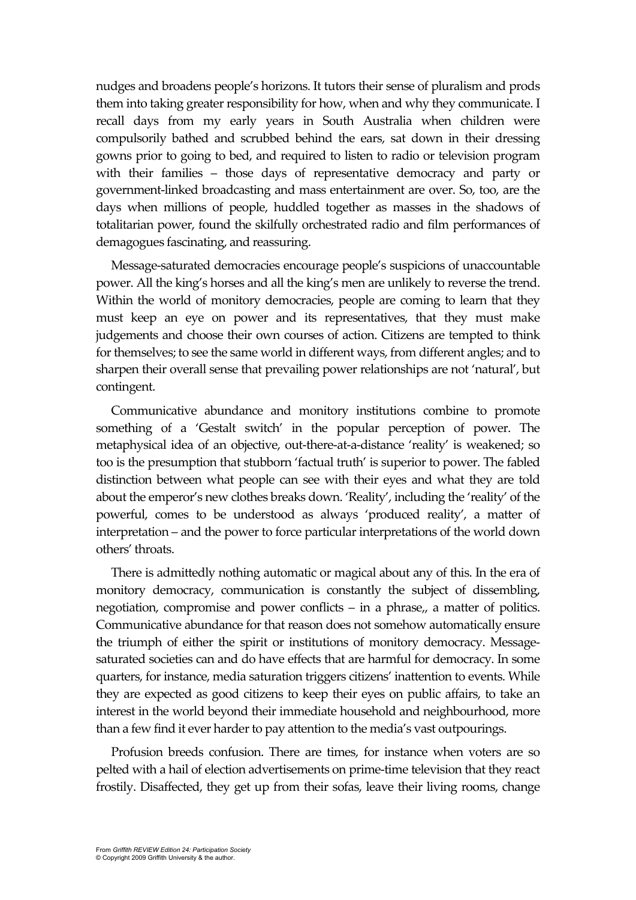nudges and broadens people's horizons. It tutors their sense of pluralism and prods them into taking greater responsibility for how, when and why they communicate. I recall days from my early years in South Australia when children were compulsorily bathed and scrubbed behind the ears, sat down in their dressing gowns prior to going to bed, and required to listen to radio or television program with their families – those days of representative democracy and party or government-linked broadcasting and mass entertainment are over. So, too, are the days when millions of people, huddled together as masses in the shadows of totalitarian power, found the skilfully orchestrated radio and film performances of demagogues fascinating, and reassuring.

Message-saturated democracies encourage people's suspicions of unaccountable power. All the king's horses and all the king's men are unlikely to reverse the trend. Within the world of monitory democracies, people are coming to learn that they must keep an eye on power and its representatives, that they must make judgements and choose their own courses of action. Citizens are tempted to think for themselves; to see the same world in different ways, from different angles; and to sharpen their overall sense that prevailing power relationships are not 'natural', but contingent.

Communicative abundance and monitory institutions combine to promote something of a 'Gestalt switch' in the popular perception of power. The metaphysical idea of an objective, out-there-at-a-distance 'reality' is weakened; so too is the presumption that stubborn 'factual truth' is superior to power. The fabled distinction between what people can see with their eyes and what they are told about the emperor's new clothes breaks down. 'Reality', including the 'reality' of the powerful, comes to be understood as always 'produced reality', a matter of interpretation – and the power to force particular interpretations of the world down others' throats.

There is admittedly nothing automatic or magical about any of this. In the era of monitory democracy, communication is constantly the subject of dissembling, negotiation, compromise and power conflicts – in a phrase,, a matter of politics. Communicative abundance for that reason does not somehow automatically ensure the triumph of either the spirit or institutions of monitory democracy. Message-saturated societies can and do have effects that are harmful for democracy. In some quarters, for instance, media saturation triggers citizens' inattention to events. While they are expected as good citizens to keep their eyes on public affairs, to take an interest in the world beyond their immediate household and neighbourhood, more than a few find it ever harder to pay attention to the media's vast outpourings.

Profusion breeds confusion. There are times, for instance when voters are so pelted with a hail of election advertisements on prime-time television that they react frostily. Disaffected, they get up from their sofas, leave their living rooms, change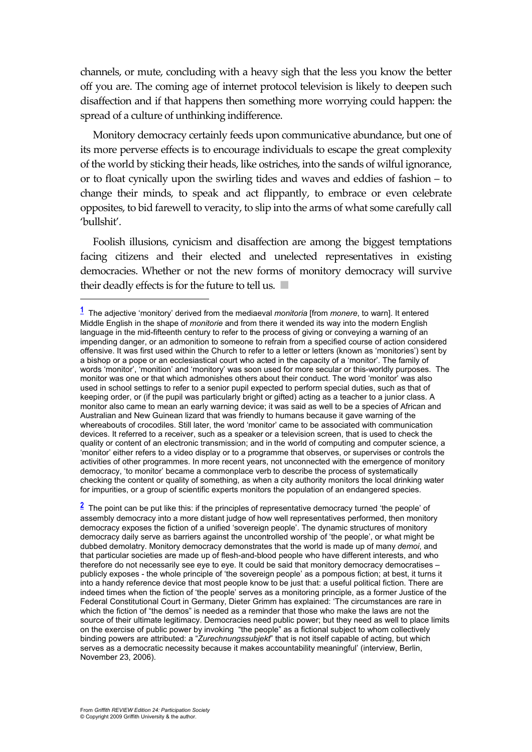channels, or mute, concluding with a heavy sigh that the less you know the better off you are. The coming age of internet protocol television is likely to deepen such disaffection and if that happens then something more worrying could happen: the spread of a culture of unthinking indifference.

Monitory democracy certainly feeds upon communicative abundance, but one of its more perverse effects is to encourage individuals to escape the great complexity of the world by sticking their heads, like ostriches, into the sands of wilful ignorance, or to float cynically upon the swirling tides and waves and eddies of fashion – to change their minds, to speak and act flippantly, to embrace or even celebrate opposites, to bid farewell to veracity, to slip into the arms of what some carefully call 'bullshit'.

Foolish illusions, cynicism and disaffection are among the biggest temptations facing citizens and their elected and unelected representatives in existing democracies. Whether or not the new forms of monitory democracy will survive their deadly effects is for the future to tell us. ■

---

[1] The adjective 'monitory' derived from the mediaeval *monitoria* [from *monere*, to warn]. It entered Middle English in the shape of *monitorie* and from there it wended its way into the modern English language in the mid-fifteenth century to refer to the process of giving or conveying a warning of an impending danger, or an admonition to someone to refrain from a specified course of action considered offensive. It was first used within the Church to refer to a letter or letters (known as 'monitories') sent by a bishop or a pope or an ecclesiastical court who acted in the capacity of a 'monitor'. The family of words 'monitor', 'monition' and 'monitory' was soon used for more secular or this-worldly purposes. The monitor was one or that which admonishes others about their conduct. The word 'monitor' was also used in school settings to refer to a senior pupil expected to perform special duties, such as that of keeping order, or (if the pupil was particularly bright or gifted) acting as a teacher to a junior class. A monitor also came to mean an early warning device; it was said as well to be a species of African and Australian and New Guinean lizard that was friendly to humans because it gave warning of the whereabouts of crocodiles. Still later, the word 'monitor' came to be associated with communication devices. It referred to a receiver, such as a speaker or a television screen, that is used to check the quality or content of an electronic transmission; and in the world of computing and computer science, a 'monitor' either refers to a video display or to a programme that observes, or supervises or controls the activities of other programmes. In more recent years, not unconnected with the emergence of monitory democracy, 'to monitor' became a commonplace verb to describe the process of systematically checking the content or quality of something, as when a city authority monitors the local drinking water for impurities, or a group of scientific experts monitors the population of an endangered species.

[2] The point can be put like this: if the principles of representative democracy turned 'the people' of assembly democracy into a more distant judge of how well representatives performed, then monitory democracy exposes the fiction of a unified 'sovereign people'. The dynamic structures of monitory democracy daily serve as barriers against the uncontrolled worship of 'the people', or what might be dubbed demolatry. Monitory democracy demonstrates that the world is made up of many *demoi*, and that particular societies are made up of flesh-and-blood people who have different interests, and who therefore do not necessarily see eye to eye. It could be said that monitory democracy democratises – publicly exposes - the whole principle of 'the sovereign people' as a pompous fiction; at best, it turns it into a handy reference device that most people know to be just that: a useful political fiction. There are indeed times when the fiction of 'the people' serves as a monitoring principle, as a former Justice of the Federal Constitutional Court in Germany, Dieter Grimm has explained: 'The circumstances are rare in which the fiction of "the demos" is needed as a reminder that those who make the laws are not the source of their ultimate legitimacy. Democracies need public power; but they need as well to place limits on the exercise of public power by invoking "the people" as a fictional subject to whom collectively binding powers are attributed: a "*Zurechnungssubjekt*" that is not itself capable of acting, but which serves as a democratic necessity because it makes accountability meaningful' (interview, Berlin, November 23, 2006).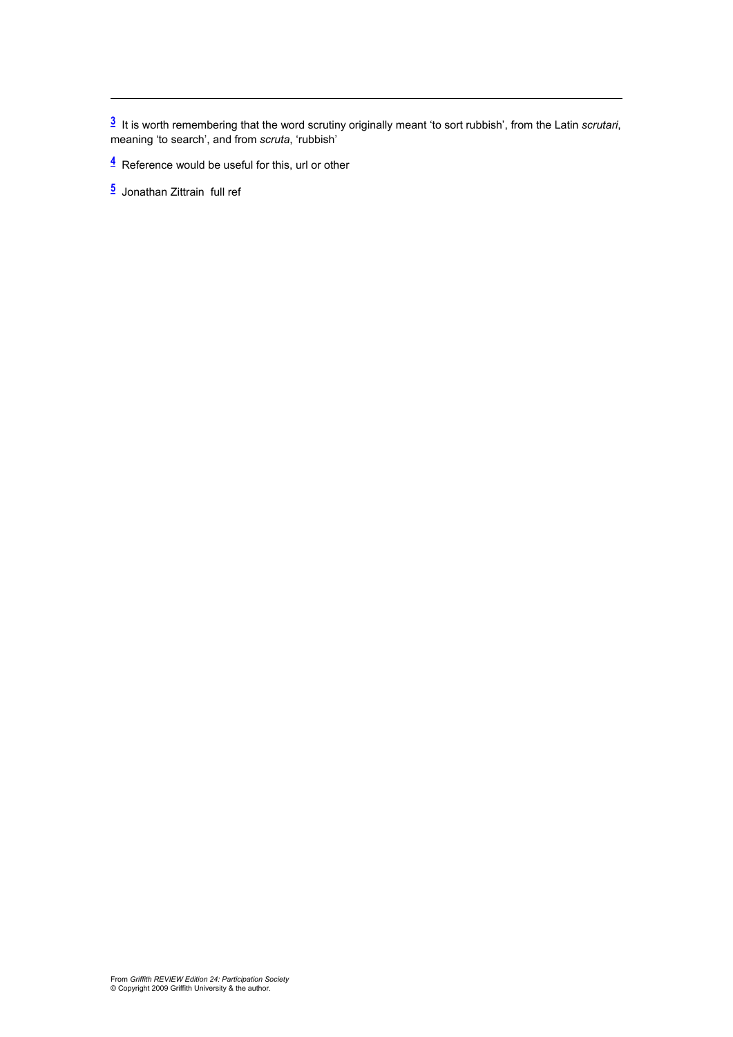[3] It is worth remembering that the word scrutiny originally meant 'to sort rubbish', from the Latin *scrutari*, meaning 'to search', and from *scruta*, 'rubbish'

[4] Reference would be useful for this, url or other

[5] Jonathan Zittrain full ref